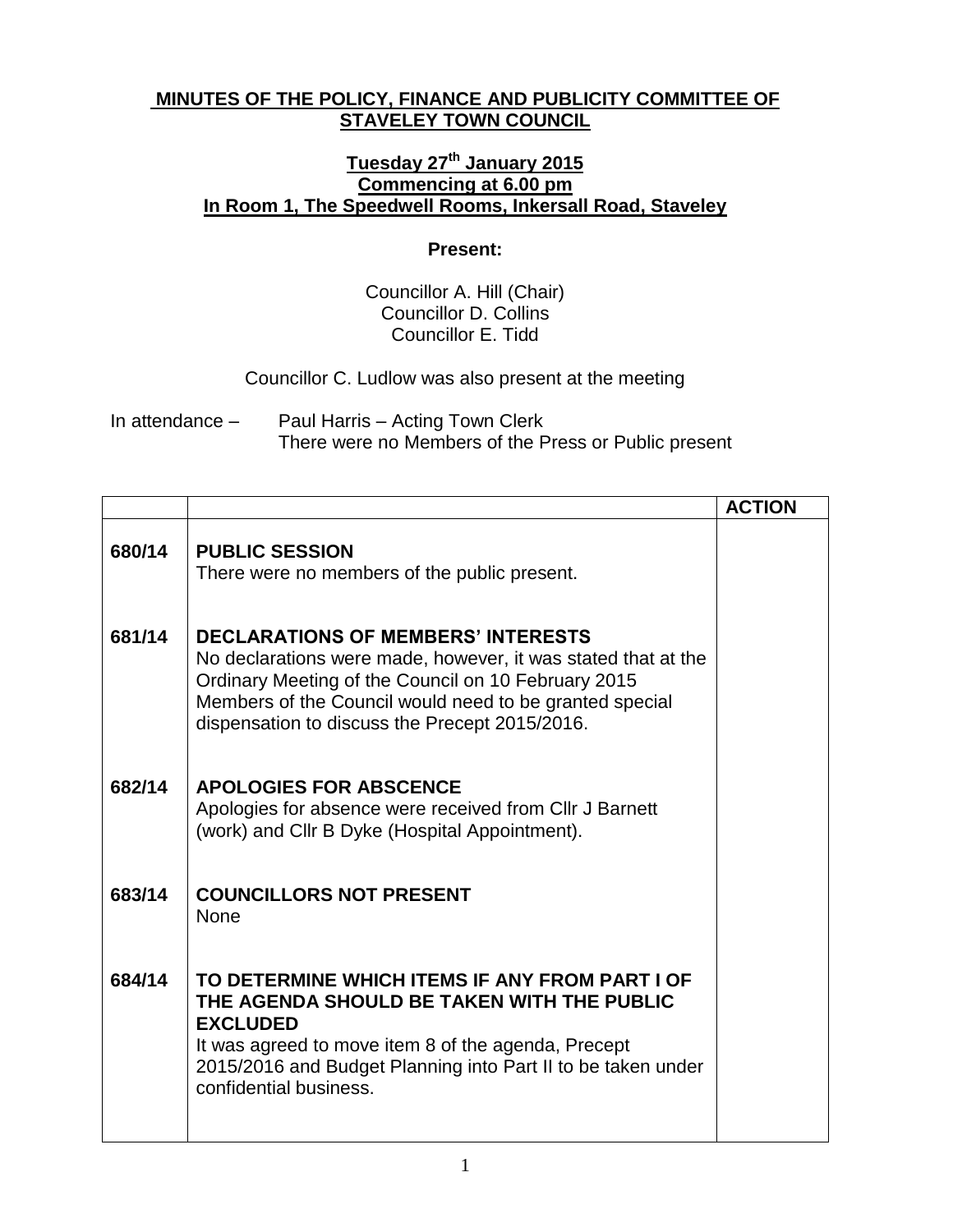**MINUTES OF THE POLICY, FINANCE AND PUBLICITY COMMITTEE OF STAVELEY TOWN COUNCIL**

**Tuesday 27th January 2015**
**Commencing at 6.00 pm**
**In Room 1, The Speedwell Rooms, Inkersall Road, Staveley**

**Present:**

Councillor A. Hill (Chair)
Councillor D. Collins
Councillor E. Tidd

Councillor C. Ludlow was also present at the meeting

In attendance – Paul Harris – Acting Town Clerk
There were no Members of the Press or Public present

| | | **ACTION** |
|---|---|---|
| 680/14 | **PUBLIC SESSION**<br>There were no members of the public present. | |
| 681/14 | **DECLARATIONS OF MEMBERS' INTERESTS**<br>No declarations were made, however, it was stated that at the Ordinary Meeting of the Council on 10 February 2015 Members of the Council would need to be granted special dispensation to discuss the Precept 2015/2016. | |
| 682/14 | **APOLOGIES FOR ABSCENCE**<br>Apologies for absence were received from Cllr J Barnett (work) and Cllr B Dyke (Hospital Appointment). | |
| 683/14 | **COUNCILLORS NOT PRESENT**<br>None | |
| 684/14 | **TO DETERMINE WHICH ITEMS IF ANY FROM PART I OF THE AGENDA SHOULD BE TAKEN WITH THE PUBLIC EXCLUDED**<br>It was agreed to move item 8 of the agenda, Precept 2015/2016 and Budget Planning into Part II to be taken under confidential business. | |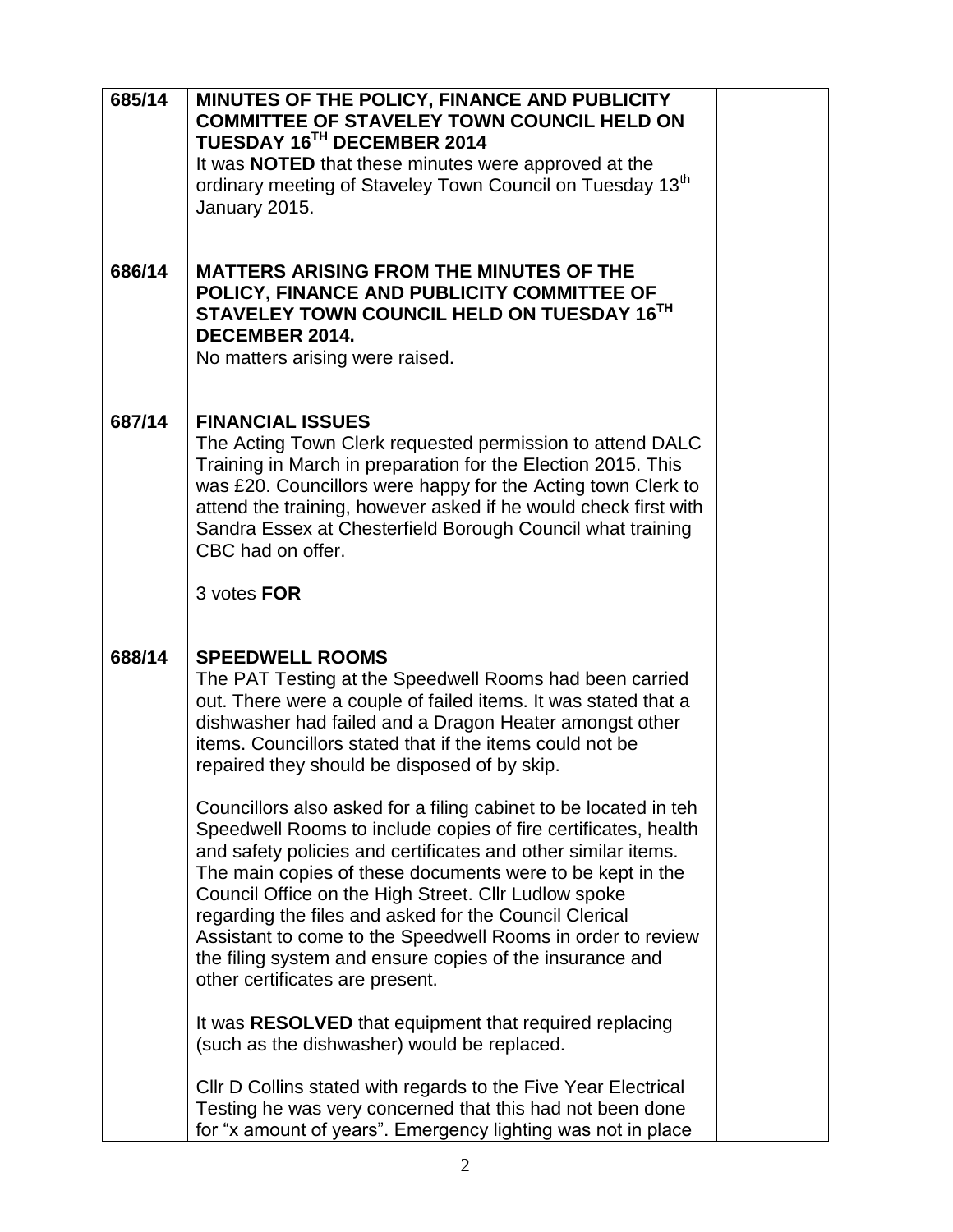| | | |
|---|---|---|
| **685/14** | **MINUTES OF THE POLICY, FINANCE AND PUBLICITY COMMITTEE OF STAVELEY TOWN COUNCIL HELD ON TUESDAY 16TH DECEMBER 2014**<br>It was **NOTED** that these minutes were approved at the ordinary meeting of Staveley Town Council on Tuesday 13th January 2015. | |
| **686/14** | **MATTERS ARISING FROM THE MINUTES OF THE POLICY, FINANCE AND PUBLICITY COMMITTEE OF STAVELEY TOWN COUNCIL HELD ON TUESDAY 16TH DECEMBER 2014.**<br>No matters arising were raised. | |
| **687/14** | **FINANCIAL ISSUES**<br>The Acting Town Clerk requested permission to attend DALC Training in March in preparation for the Election 2015. This was £20. Councillors were happy for the Acting town Clerk to attend the training, however asked if he would check first with Sandra Essex at Chesterfield Borough Council what training CBC had on offer.<br><br>3 votes **FOR** | |
| **688/14** | **SPEEDWELL ROOMS**<br>The PAT Testing at the Speedwell Rooms had been carried out. There were a couple of failed items. It was stated that a dishwasher had failed and a Dragon Heater amongst other items. Councillors stated that if the items could not be repaired they should be disposed of by skip.<br><br>Councillors also asked for a filing cabinet to be located in teh Speedwell Rooms to include copies of fire certificates, health and safety policies and certificates and other similar items. The main copies of these documents were to be kept in the Council Office on the High Street. Cllr Ludlow spoke regarding the files and asked for the Council Clerical Assistant to come to the Speedwell Rooms in order to review the filing system and ensure copies of the insurance and other certificates are present.<br><br>It was **RESOLVED** that equipment that required replacing (such as the dishwasher) would be replaced.<br><br>Cllr D Collins stated with regards to the Five Year Electrical Testing he was very concerned that this had not been done for "x amount of years". Emergency lighting was not in place | |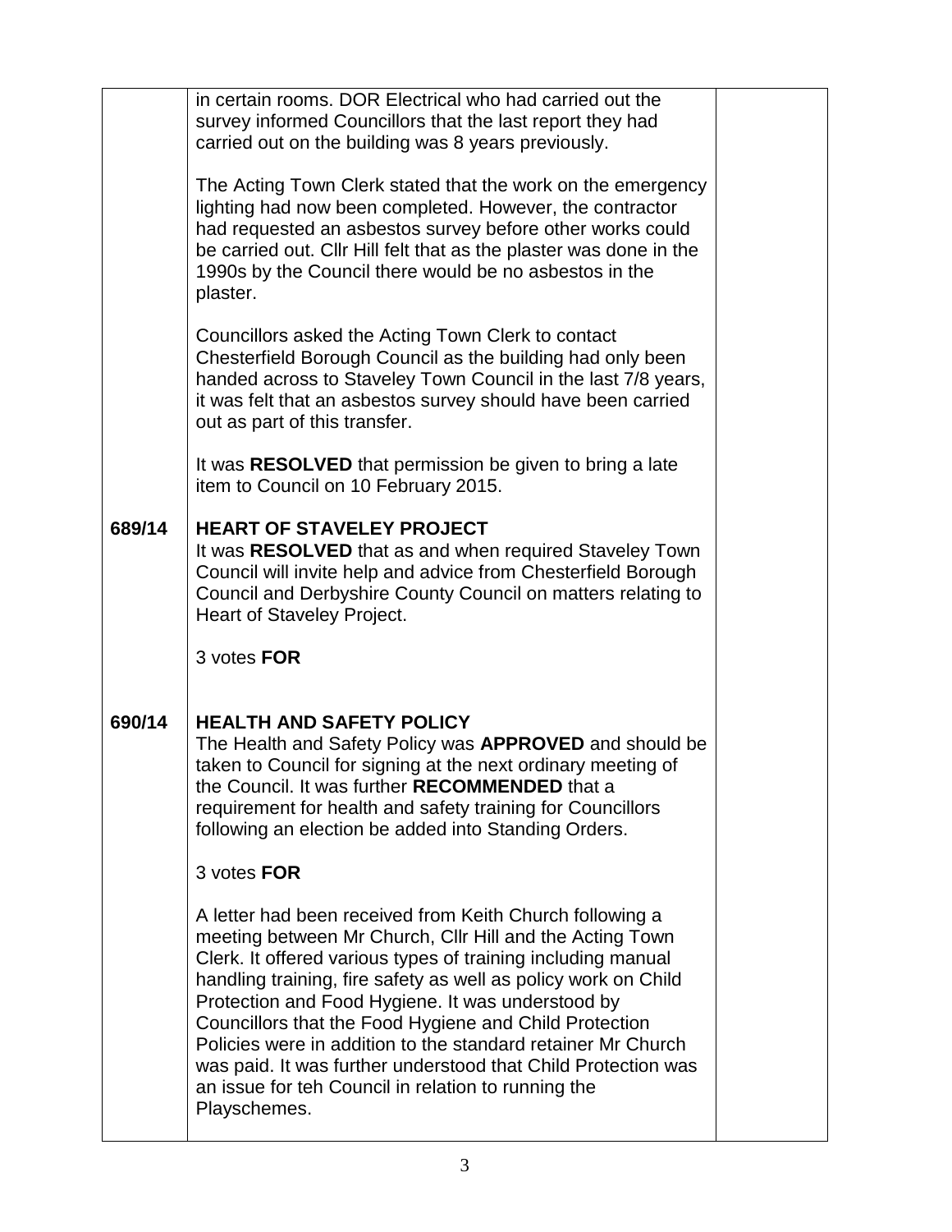| | | |
|---|---|---|
| | in certain rooms. DOR Electrical who had carried out the survey informed Councillors that the last report they had carried out on the building was 8 years previously.<br><br>The Acting Town Clerk stated that the work on the emergency lighting had now been completed. However, the contractor had requested an asbestos survey before other works could be carried out. Cllr Hill felt that as the plaster was done in the 1990s by the Council there would be no asbestos in the plaster.<br><br>Councillors asked the Acting Town Clerk to contact Chesterfield Borough Council as the building had only been handed across to Staveley Town Council in the last 7/8 years, it was felt that an asbestos survey should have been carried out as part of this transfer.<br><br>It was **RESOLVED** that permission be given to bring a late item to Council on 10 February 2015. | |
| **689/14** | **HEART OF STAVELEY PROJECT**<br>It was **RESOLVED** that as and when required Staveley Town Council will invite help and advice from Chesterfield Borough Council and Derbyshire County Council on matters relating to Heart of Staveley Project.<br><br>3 votes **FOR** | |
| **690/14** | **HEALTH AND SAFETY POLICY**<br>The Health and Safety Policy was **APPROVED** and should be taken to Council for signing at the next ordinary meeting of the Council. It was further **RECOMMENDED** that a requirement for health and safety training for Councillors following an election be added into Standing Orders.<br><br>3 votes **FOR**<br><br>A letter had been received from Keith Church following a meeting between Mr Church, Cllr Hill and the Acting Town Clerk. It offered various types of training including manual handling training, fire safety as well as policy work on Child Protection and Food Hygiene. It was understood by Councillors that the Food Hygiene and Child Protection Policies were in addition to the standard retainer Mr Church was paid. It was further understood that Child Protection was an issue for teh Council in relation to running the Playschemes. | |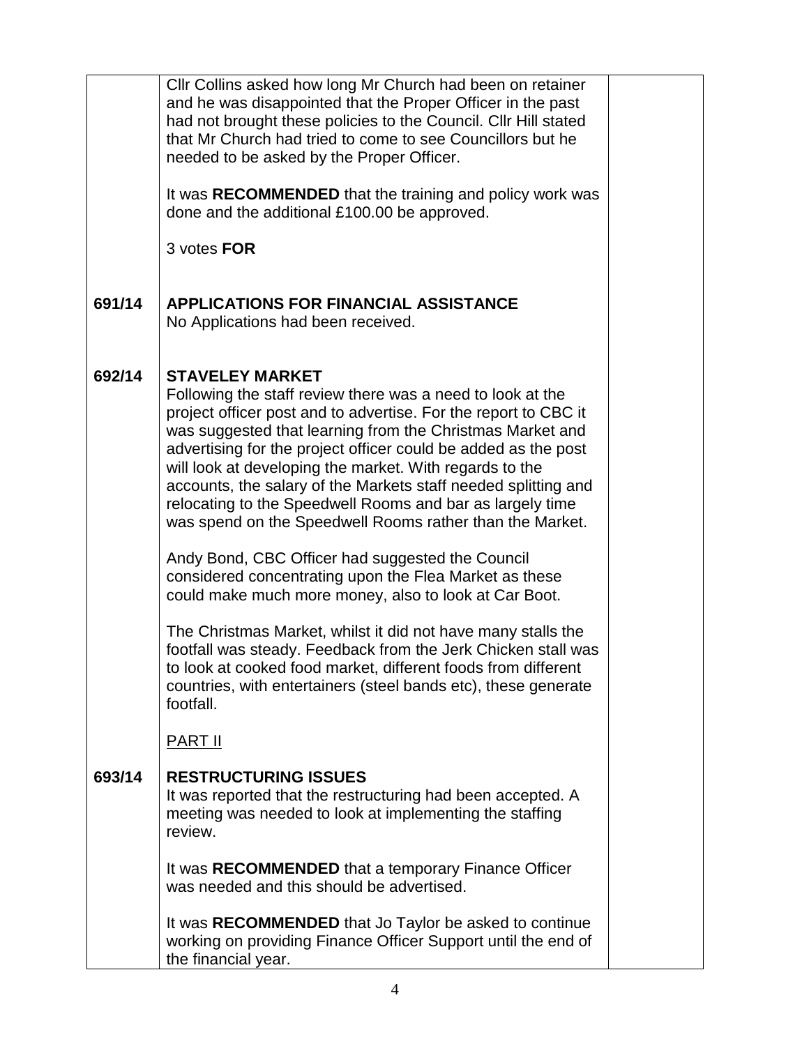| | | |
|---|---|---|
| | Cllr Collins asked how long Mr Church had been on retainer and he was disappointed that the Proper Officer in the past had not brought these policies to the Council. Cllr Hill stated that Mr Church had tried to come to see Councillors but he needed to be asked by the Proper Officer.<br><br>It was **RECOMMENDED** that the training and policy work was done and the additional £100.00 be approved.<br><br>3 votes **FOR** | |
| **691/14** | **APPLICATIONS FOR FINANCIAL ASSISTANCE**<br>No Applications had been received. | |
| **692/14** | **STAVELEY MARKET**<br>Following the staff review there was a need to look at the project officer post and to advertise. For the report to CBC it was suggested that learning from the Christmas Market and advertising for the project officer could be added as the post will look at developing the market. With regards to the accounts, the salary of the Markets staff needed splitting and relocating to the Speedwell Rooms and bar as largely time was spend on the Speedwell Rooms rather than the Market.<br><br>Andy Bond, CBC Officer had suggested the Council considered concentrating upon the Flea Market as these could make much more money, also to look at Car Boot.<br><br>The Christmas Market, whilst it did not have many stalls the footfall was steady. Feedback from the Jerk Chicken stall was to look at cooked food market, different foods from different countries, with entertainers (steel bands etc), these generate footfall.<br><br><u>PART II</u> | |
| **693/14** | **RESTRUCTURING ISSUES**<br>It was reported that the restructuring had been accepted. A meeting was needed to look at implementing the staffing review.<br><br>It was **RECOMMENDED** that a temporary Finance Officer was needed and this should be advertised.<br><br>It was **RECOMMENDED** that Jo Taylor be asked to continue working on providing Finance Officer Support until the end of the financial year. | |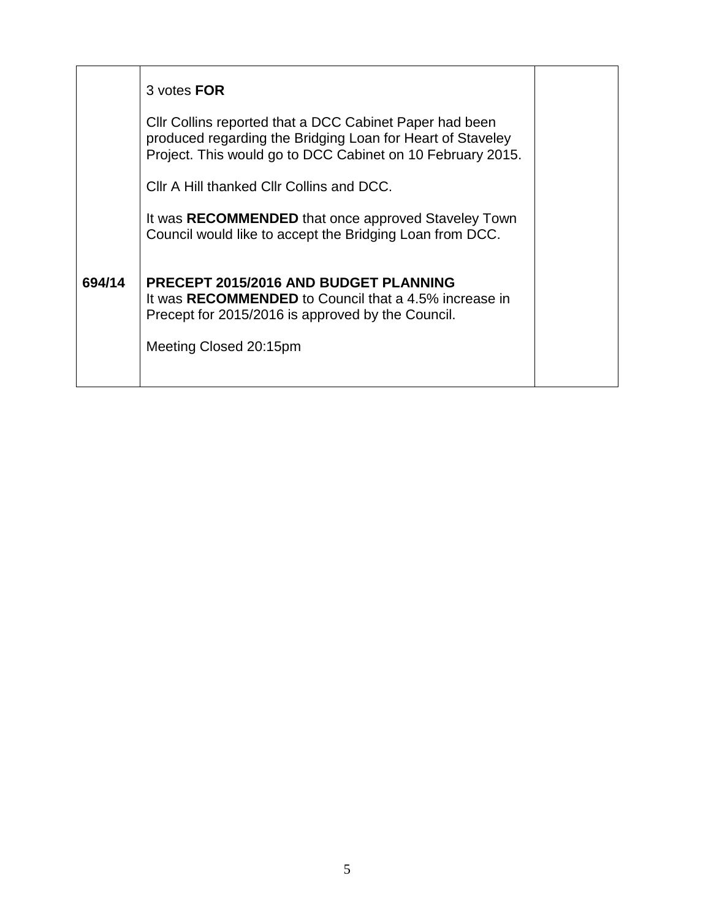| | | |
|---|---|---|
| | 3 votes **FOR**<br><br>Cllr Collins reported that a DCC Cabinet Paper had been produced regarding the Bridging Loan for Heart of Staveley Project. This would go to DCC Cabinet on 10 February 2015.<br><br>Cllr A Hill thanked Cllr Collins and DCC.<br><br>It was **RECOMMENDED** that once approved Staveley Town Council would like to accept the Bridging Loan from DCC. | |
| **694/14** | **PRECEPT 2015/2016 AND BUDGET PLANNING**<br>It was **RECOMMENDED** to Council that a 4.5% increase in Precept for 2015/2016 is approved by the Council.<br><br>Meeting Closed 20:15pm | |